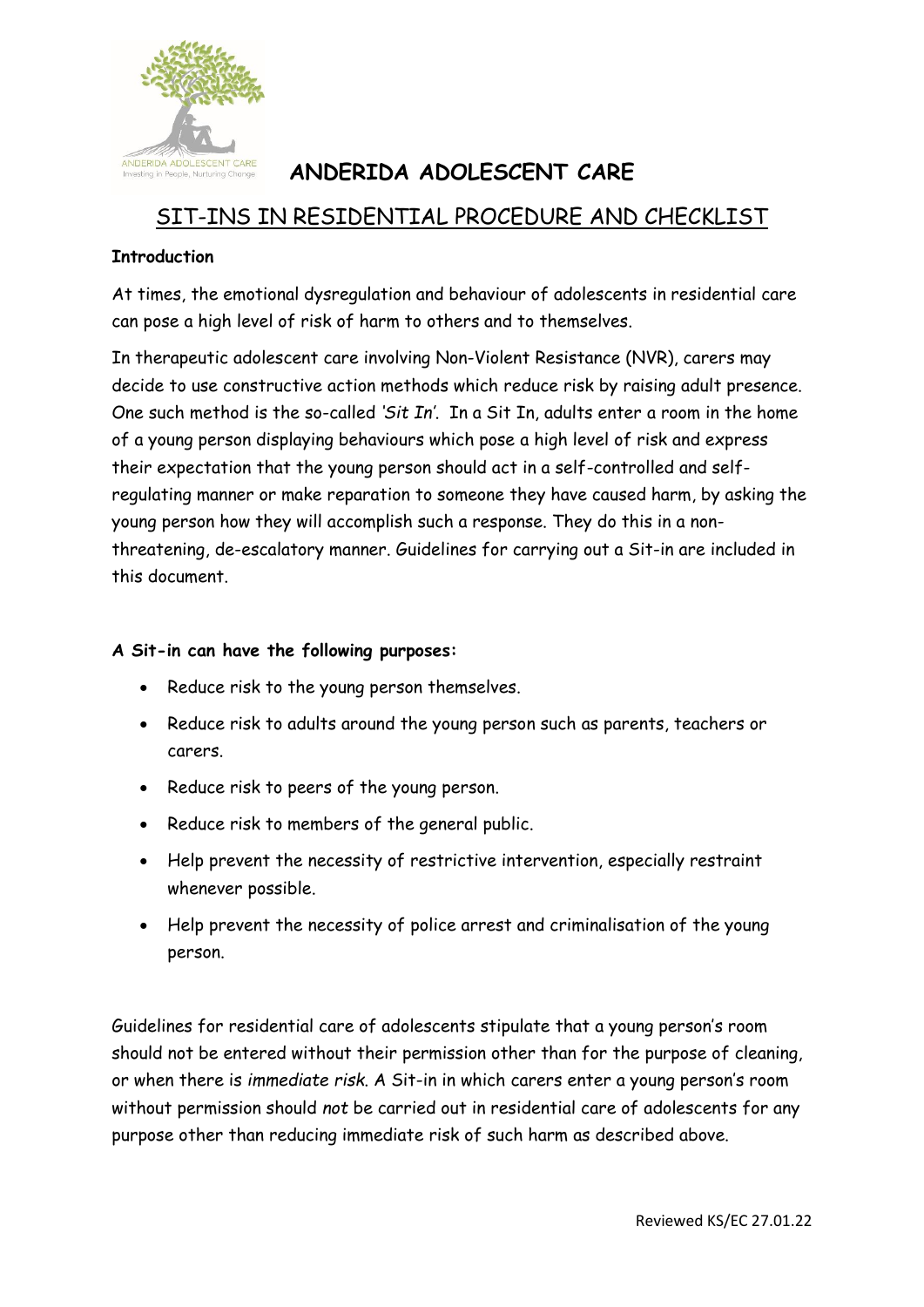# ANDERIDA ADOLESCENT CARE

## SIT-INS IN RESIDENTIAL PROCEDURE AND CHECKLIST

**Introduction**

At times, the emotional dysregulation and behaviour of adolescents in residential care can pose a high level of risk of harm to others and to themselves.

In therapeutic adolescent care involving Non-Violent Resistance (NVR), carers may decide to use constructive action methods which reduce risk by raising adult presence. One such method is the so-called *'Sit In'*. In a Sit In, adults enter a room in the home of a young person displaying behaviours which pose a high level of risk and express their expectation that the young person should act in a self-controlled and self-regulating manner or make reparation to someone they have caused harm, by asking the young person how they will accomplish such a response. They do this in a non-threatening, de-escalatory manner. Guidelines for carrying out a Sit-in are included in this document.

**A Sit-in can have the following purposes:**

- Reduce risk to the young person themselves.
- Reduce risk to adults around the young person such as parents, teachers or carers.
- Reduce risk to peers of the young person.
- Reduce risk to members of the general public.
- Help prevent the necessity of restrictive intervention, especially restraint whenever possible.
- Help prevent the necessity of police arrest and criminalisation of the young person.

Guidelines for residential care of adolescents stipulate that a young person's room should not be entered without their permission other than for the purpose of cleaning, or when there is *immediate risk*. A Sit-in in which carers enter a young person's room without permission should *not* be carried out in residential care of adolescents for any purpose other than reducing immediate risk of such harm as described above.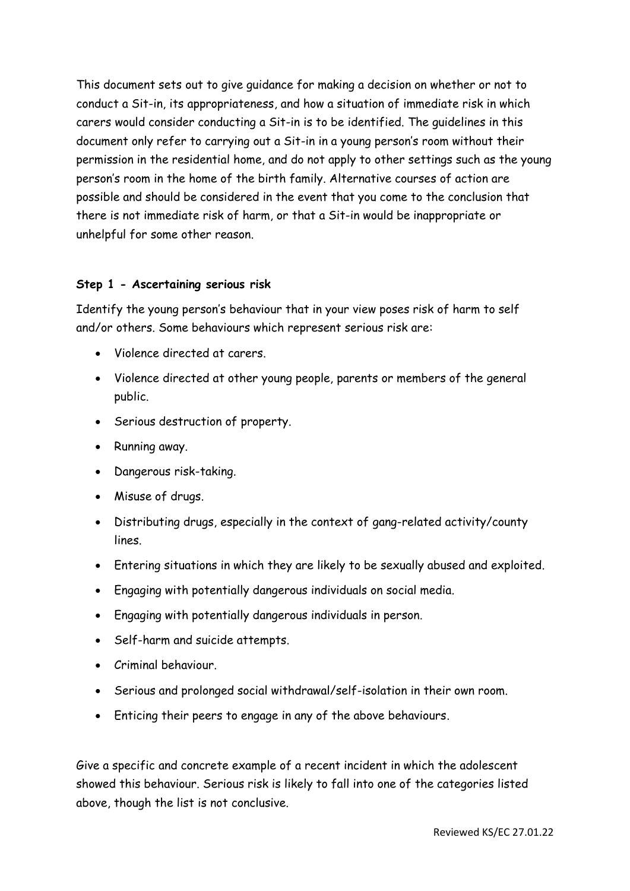This document sets out to give guidance for making a decision on whether or not to conduct a Sit-in, its appropriateness, and how a situation of immediate risk in which carers would consider conducting a Sit-in is to be identified. The guidelines in this document only refer to carrying out a Sit-in in a young person's room without their permission in the residential home, and do not apply to other settings such as the young person's room in the home of the birth family. Alternative courses of action are possible and should be considered in the event that you come to the conclusion that there is not immediate risk of harm, or that a Sit-in would be inappropriate or unhelpful for some other reason.

**Step 1 - Ascertaining serious risk**

Identify the young person's behaviour that in your view poses risk of harm to self and/or others. Some behaviours which represent serious risk are:

- Violence directed at carers.
- Violence directed at other young people, parents or members of the general public.
- Serious destruction of property.
- Running away.
- Dangerous risk-taking.
- Misuse of drugs.
- Distributing drugs, especially in the context of gang-related activity/county lines.
- Entering situations in which they are likely to be sexually abused and exploited.
- Engaging with potentially dangerous individuals on social media.
- Engaging with potentially dangerous individuals in person.
- Self-harm and suicide attempts.
- Criminal behaviour.
- Serious and prolonged social withdrawal/self-isolation in their own room.
- Enticing their peers to engage in any of the above behaviours.

Give a specific and concrete example of a recent incident in which the adolescent showed this behaviour. Serious risk is likely to fall into one of the categories listed above, though the list is not conclusive.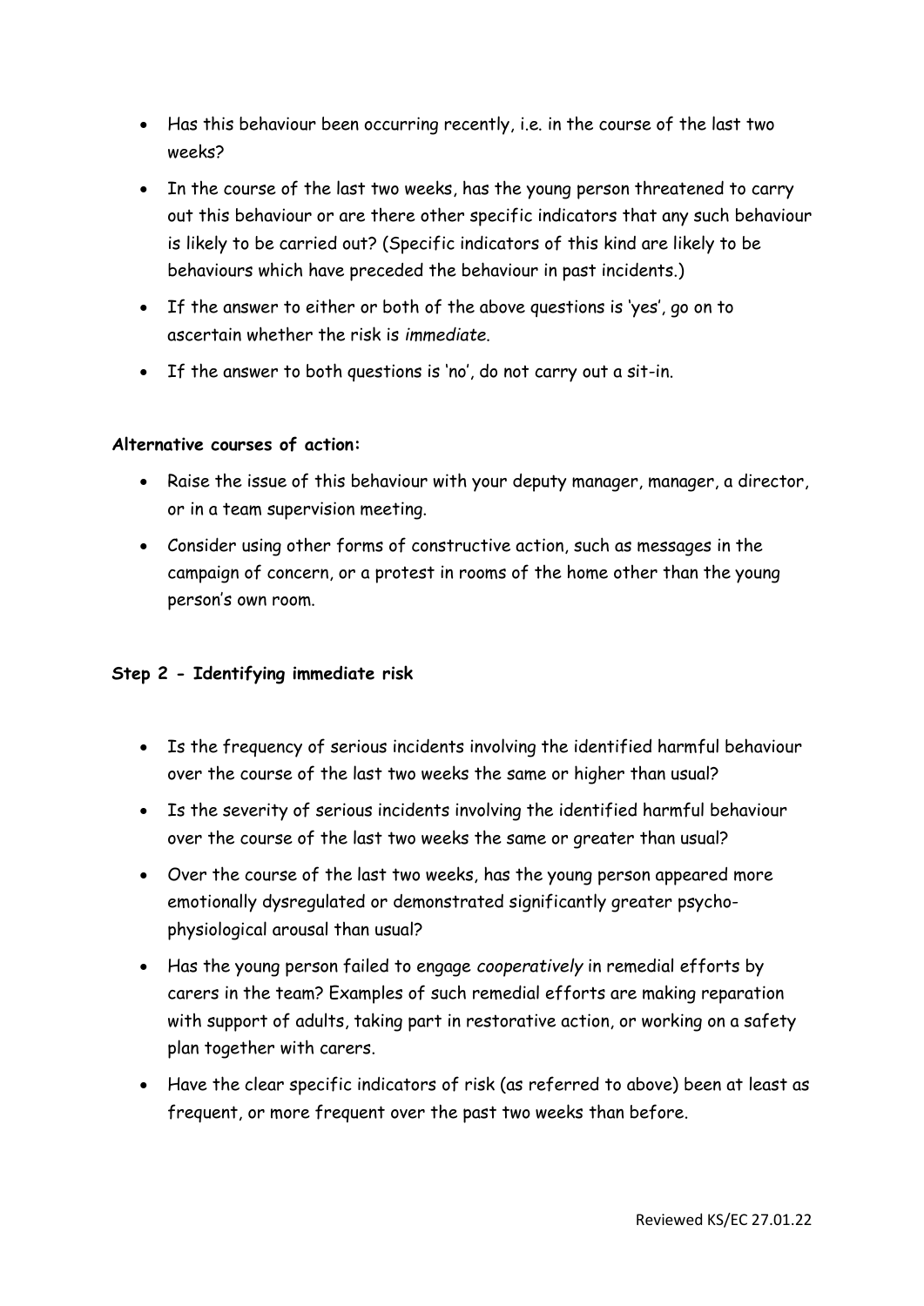- Has this behaviour been occurring recently, i.e. in the course of the last two weeks?
- In the course of the last two weeks, has the young person threatened to carry out this behaviour or are there other specific indicators that any such behaviour is likely to be carried out? (Specific indicators of this kind are likely to be behaviours which have preceded the behaviour in past incidents.)
- If the answer to either or both of the above questions is 'yes', go on to ascertain whether the risk is *immediate*.
- If the answer to both questions is 'no', do not carry out a sit-in.

**Alternative courses of action:**

- Raise the issue of this behaviour with your deputy manager, manager, a director, or in a team supervision meeting.
- Consider using other forms of constructive action, such as messages in the campaign of concern, or a protest in rooms of the home other than the young person's own room.

**Step 2 - Identifying immediate risk**

- Is the frequency of serious incidents involving the identified harmful behaviour over the course of the last two weeks the same or higher than usual?
- Is the severity of serious incidents involving the identified harmful behaviour over the course of the last two weeks the same or greater than usual?
- Over the course of the last two weeks, has the young person appeared more emotionally dysregulated or demonstrated significantly greater psycho-physiological arousal than usual?
- Has the young person failed to engage *cooperatively* in remedial efforts by carers in the team? Examples of such remedial efforts are making reparation with support of adults, taking part in restorative action, or working on a safety plan together with carers.
- Have the clear specific indicators of risk (as referred to above) been at least as frequent, or more frequent over the past two weeks than before.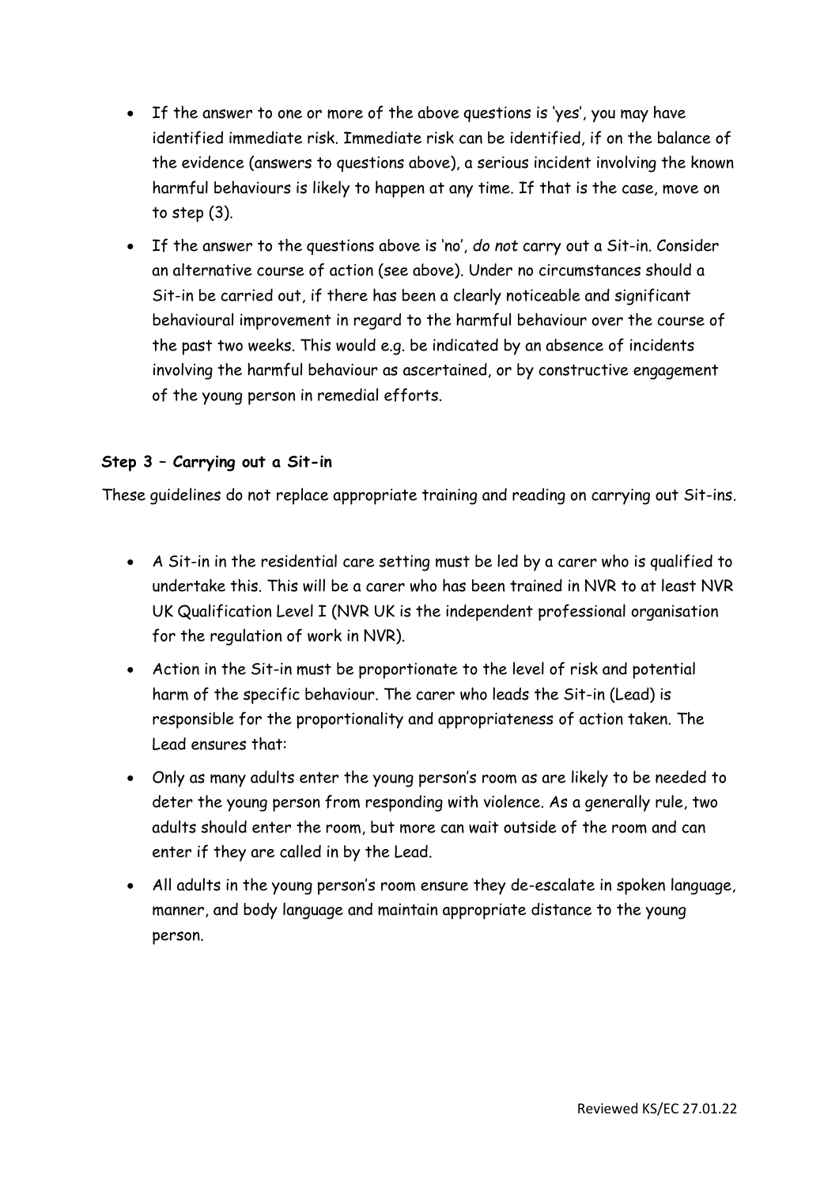- If the answer to one or more of the above questions is 'yes', you may have identified immediate risk. Immediate risk can be identified, if on the balance of the evidence (answers to questions above), a serious incident involving the known harmful behaviours is likely to happen at any time. If that is the case, move on to step (3).
- If the answer to the questions above is 'no', *do not* carry out a Sit-in. Consider an alternative course of action (see above). Under no circumstances should a Sit-in be carried out, if there has been a clearly noticeable and significant behavioural improvement in regard to the harmful behaviour over the course of the past two weeks. This would e.g. be indicated by an absence of incidents involving the harmful behaviour as ascertained, or by constructive engagement of the young person in remedial efforts.

**Step 3 – Carrying out a Sit-in**

These guidelines do not replace appropriate training and reading on carrying out Sit-ins.

- A Sit-in in the residential care setting must be led by a carer who is qualified to undertake this. This will be a carer who has been trained in NVR to at least NVR UK Qualification Level I (NVR UK is the independent professional organisation for the regulation of work in NVR).
- Action in the Sit-in must be proportionate to the level of risk and potential harm of the specific behaviour. The carer who leads the Sit-in (Lead) is responsible for the proportionality and appropriateness of action taken. The Lead ensures that:
- Only as many adults enter the young person's room as are likely to be needed to deter the young person from responding with violence. As a generally rule, two adults should enter the room, but more can wait outside of the room and can enter if they are called in by the Lead.
- All adults in the young person's room ensure they de-escalate in spoken language, manner, and body language and maintain appropriate distance to the young person.

Reviewed KS/EC 27.01.22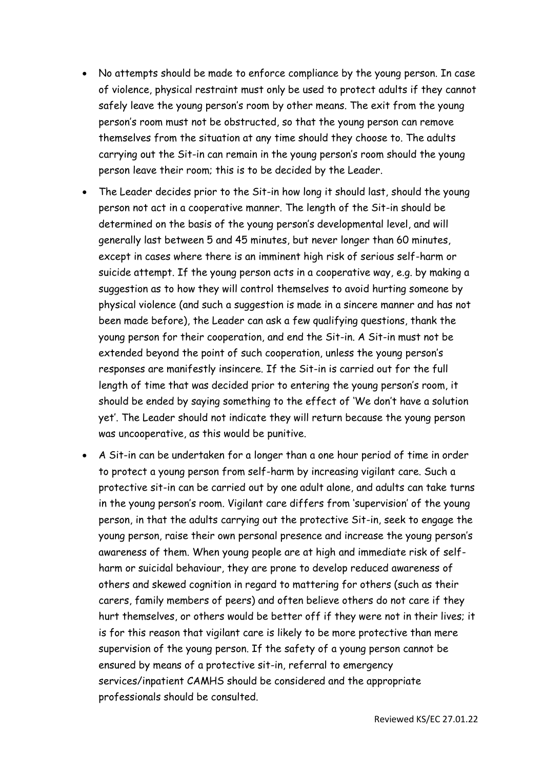- No attempts should be made to enforce compliance by the young person. In case of violence, physical restraint must only be used to protect adults if they cannot safely leave the young person's room by other means. The exit from the young person's room must not be obstructed, so that the young person can remove themselves from the situation at any time should they choose to. The adults carrying out the Sit-in can remain in the young person's room should the young person leave their room; this is to be decided by the Leader.
- The Leader decides prior to the Sit-in how long it should last, should the young person not act in a cooperative manner. The length of the Sit-in should be determined on the basis of the young person's developmental level, and will generally last between 5 and 45 minutes, but never longer than 60 minutes, except in cases where there is an imminent high risk of serious self-harm or suicide attempt. If the young person acts in a cooperative way, e.g. by making a suggestion as to how they will control themselves to avoid hurting someone by physical violence (and such a suggestion is made in a sincere manner and has not been made before), the Leader can ask a few qualifying questions, thank the young person for their cooperation, and end the Sit-in. A Sit-in must not be extended beyond the point of such cooperation, unless the young person's responses are manifestly insincere. If the Sit-in is carried out for the full length of time that was decided prior to entering the young person's room, it should be ended by saying something to the effect of 'We don't have a solution yet'. The Leader should not indicate they will return because the young person was uncooperative, as this would be punitive.
- A Sit-in can be undertaken for a longer than a one hour period of time in order to protect a young person from self-harm by increasing vigilant care. Such a protective sit-in can be carried out by one adult alone, and adults can take turns in the young person's room. Vigilant care differs from 'supervision' of the young person, in that the adults carrying out the protective Sit-in, seek to engage the young person, raise their own personal presence and increase the young person's awareness of them. When young people are at high and immediate risk of self-harm or suicidal behaviour, they are prone to develop reduced awareness of others and skewed cognition in regard to mattering for others (such as their carers, family members of peers) and often believe others do not care if they hurt themselves, or others would be better off if they were not in their lives; it is for this reason that vigilant care is likely to be more protective than mere supervision of the young person. If the safety of a young person cannot be ensured by means of a protective sit-in, referral to emergency services/inpatient CAMHS should be considered and the appropriate professionals should be consulted.

Reviewed KS/EC 27.01.22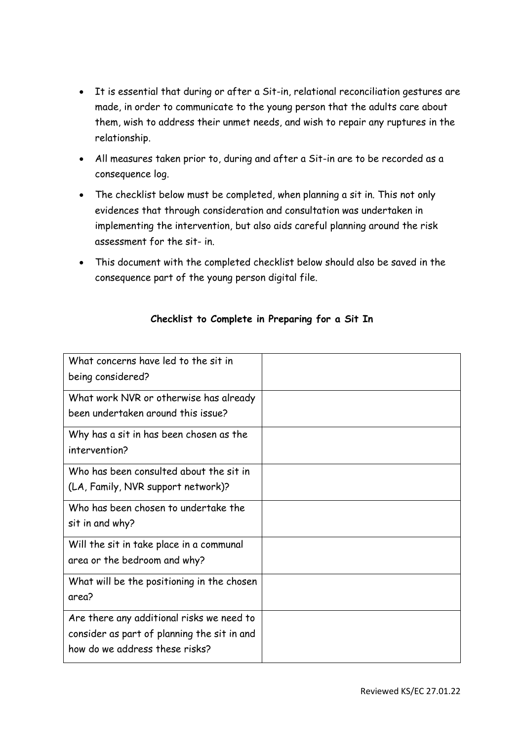- It is essential that during or after a Sit-in, relational reconciliation gestures are made, in order to communicate to the young person that the adults care about them, wish to address their unmet needs, and wish to repair any ruptures in the relationship.
- All measures taken prior to, during and after a Sit-in are to be recorded as a consequence log.
- The checklist below must be completed, when planning a sit in. This not only evidences that through consideration and consultation was undertaken in implementing the intervention, but also aids careful planning around the risk assessment for the sit- in.
- This document with the completed checklist below should also be saved in the consequence part of the young person digital file.

**Checklist to Complete in Preparing for a Sit In**

| | |
|---|---|
| What concerns have led to the sit in being considered? | |
| What work NVR or otherwise has already been undertaken around this issue? | |
| Why has a sit in has been chosen as the intervention? | |
| Who has been consulted about the sit in (LA, Family, NVR support network)? | |
| Who has been chosen to undertake the sit in and why? | |
| Will the sit in take place in a communal area or the bedroom and why? | |
| What will be the positioning in the chosen area? | |
| Are there any additional risks we need to consider as part of planning the sit in and how do we address these risks? | |

Reviewed KS/EC 27.01.22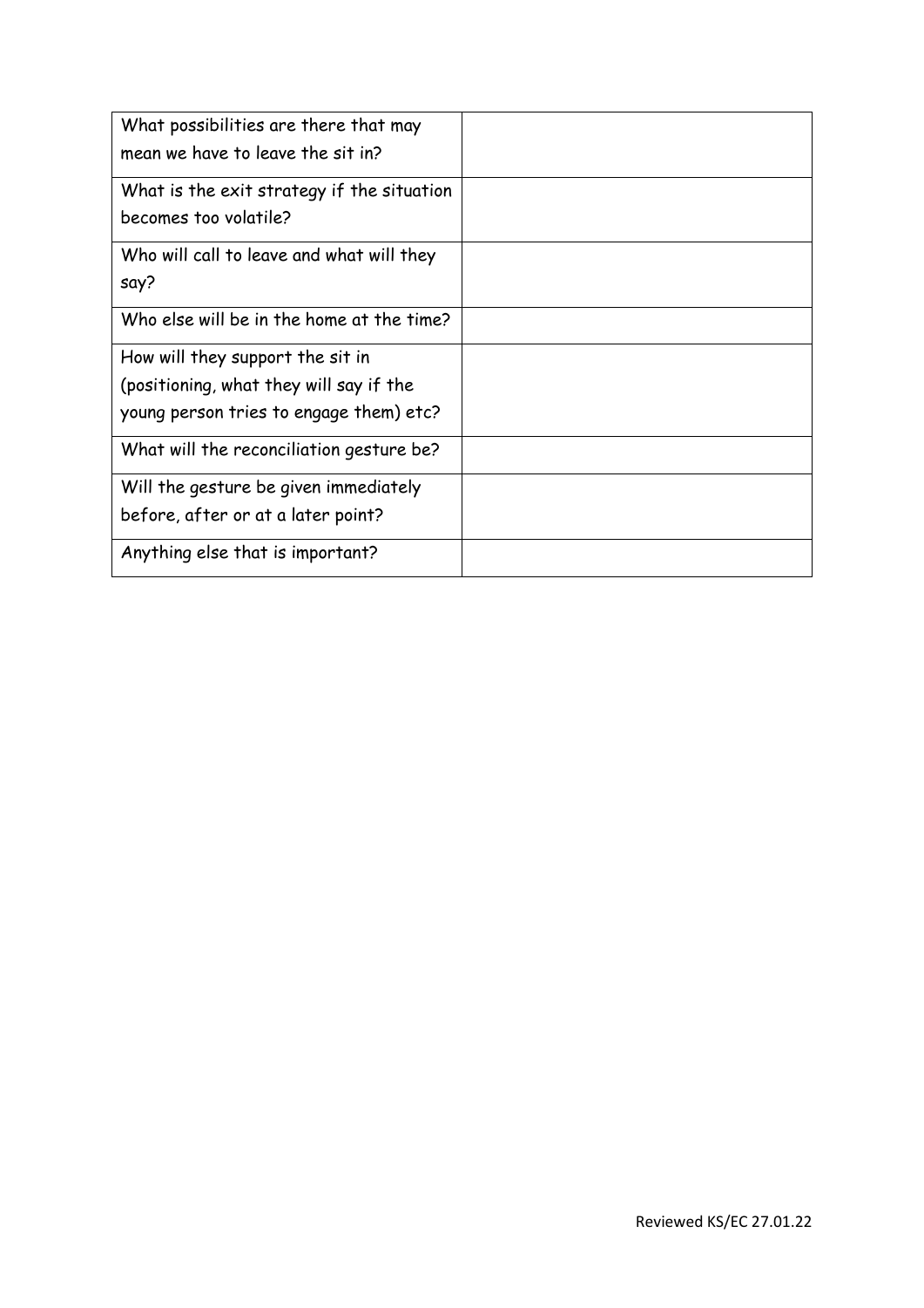| | |
|---|---|
| What possibilities are there that may mean we have to leave the sit in? | |
| What is the exit strategy if the situation becomes too volatile? | |
| Who will call to leave and what will they say? | |
| Who else will be in the home at the time? | |
| How will they support the sit in (positioning, what they will say if the young person tries to engage them) etc? | |
| What will the reconciliation gesture be? | |
| Will the gesture be given immediately before, after or at a later point? | |
| Anything else that is important? | |

Reviewed KS/EC 27.01.22